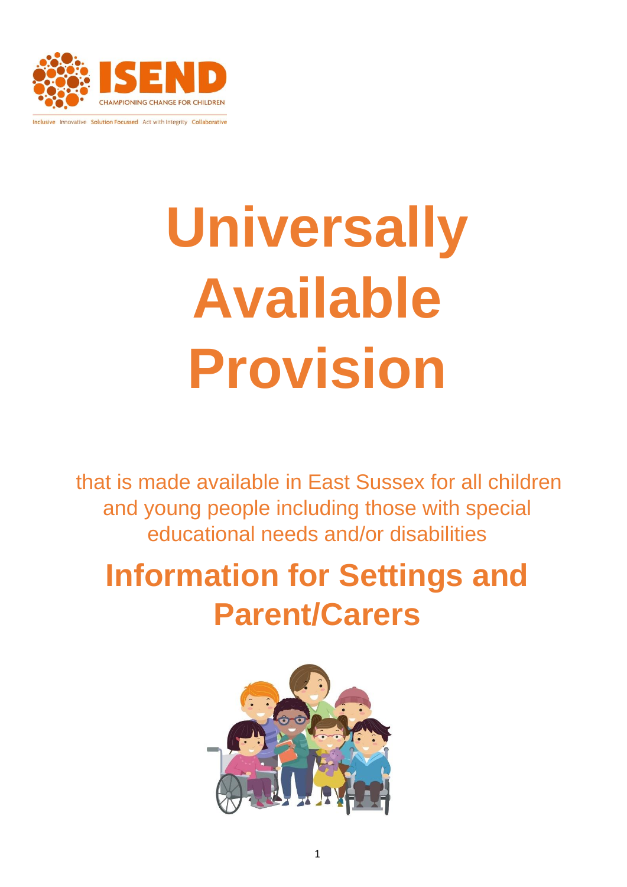ISEND

CHAMPIONING CHANGE FOR CHILDREN

Inclusive Innovative Solution Focussed Act with Integrity Collaborative

# Universally Available Provision

that is made available in East Sussex for all children and young people including those with special educational needs and/or disabilities

## Information for Settings and Parent/Carers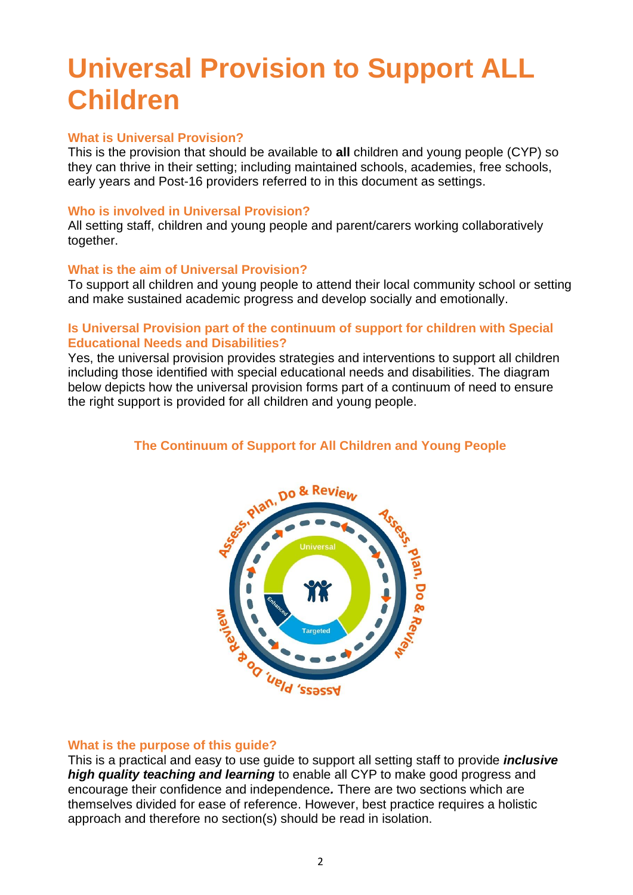# Universal Provision to Support ALL Children

### What is Universal Provision?

This is the provision that should be available to **all** children and young people (CYP) so they can thrive in their setting; including maintained schools, academies, free schools, early years and Post-16 providers referred to in this document as settings.

### Who is involved in Universal Provision?

All setting staff, children and young people and parent/carers working collaboratively together.

### What is the aim of Universal Provision?

To support all children and young people to attend their local community school or setting and make sustained academic progress and develop socially and emotionally.

### Is Universal Provision part of the continuum of support for children with Special Educational Needs and Disabilities?

Yes, the universal provision provides strategies and interventions to support all children including those identified with special educational needs and disabilities. The diagram below depicts how the universal provision forms part of a continuum of need to ensure the right support is provided for all children and young people.

### The Continuum of Support for All Children and Young People

Assess, Plan, Do & Review

Universal

Targeted

Enhanced

### What is the purpose of this guide?

This is a practical and easy to use guide to support all setting staff to provide ***inclusive high quality teaching and learning*** to enable all CYP to make good progress and encourage their confidence and independence***.*** There are two sections which are themselves divided for ease of reference. However, best practice requires a holistic approach and therefore no section(s) should be read in isolation.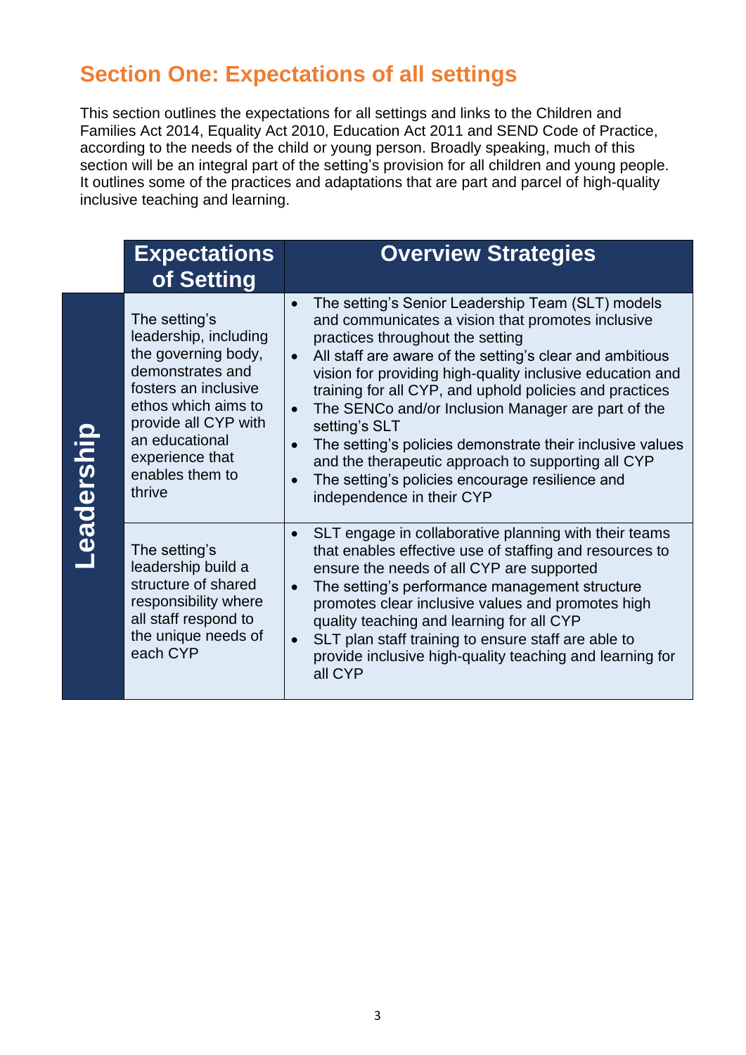## Section One: Expectations of all settings

This section outlines the expectations for all settings and links to the Children and Families Act 2014, Equality Act 2010, Education Act 2011 and SEND Code of Practice, according to the needs of the child or young person. Broadly speaking, much of this section will be an integral part of the setting's provision for all children and young people. It outlines some of the practices and adaptations that are part and parcel of high-quality inclusive teaching and learning.

| | Expectations of Setting | Overview Strategies |
|---|---|---|
| Leadership | The setting's leadership, including the governing body, demonstrates and fosters an inclusive ethos which aims to provide all CYP with an educational experience that enables them to thrive | • The setting's Senior Leadership Team (SLT) models and communicates a vision that promotes inclusive practices throughout the setting<br>• All staff are aware of the setting's clear and ambitious vision for providing high-quality inclusive education and training for all CYP, and uphold policies and practices<br>• The SENCo and/or Inclusion Manager are part of the setting's SLT<br>• The setting's policies demonstrate their inclusive values and the therapeutic approach to supporting all CYP<br>• The setting's policies encourage resilience and independence in their CYP |
| Leadership | The setting's leadership build a structure of shared responsibility where all staff respond to the unique needs of each CYP | • SLT engage in collaborative planning with their teams that enables effective use of staffing and resources to ensure the needs of all CYP are supported<br>• The setting's performance management structure promotes clear inclusive values and promotes high quality teaching and learning for all CYP<br>• SLT plan staff training to ensure staff are able to provide inclusive high-quality teaching and learning for all CYP |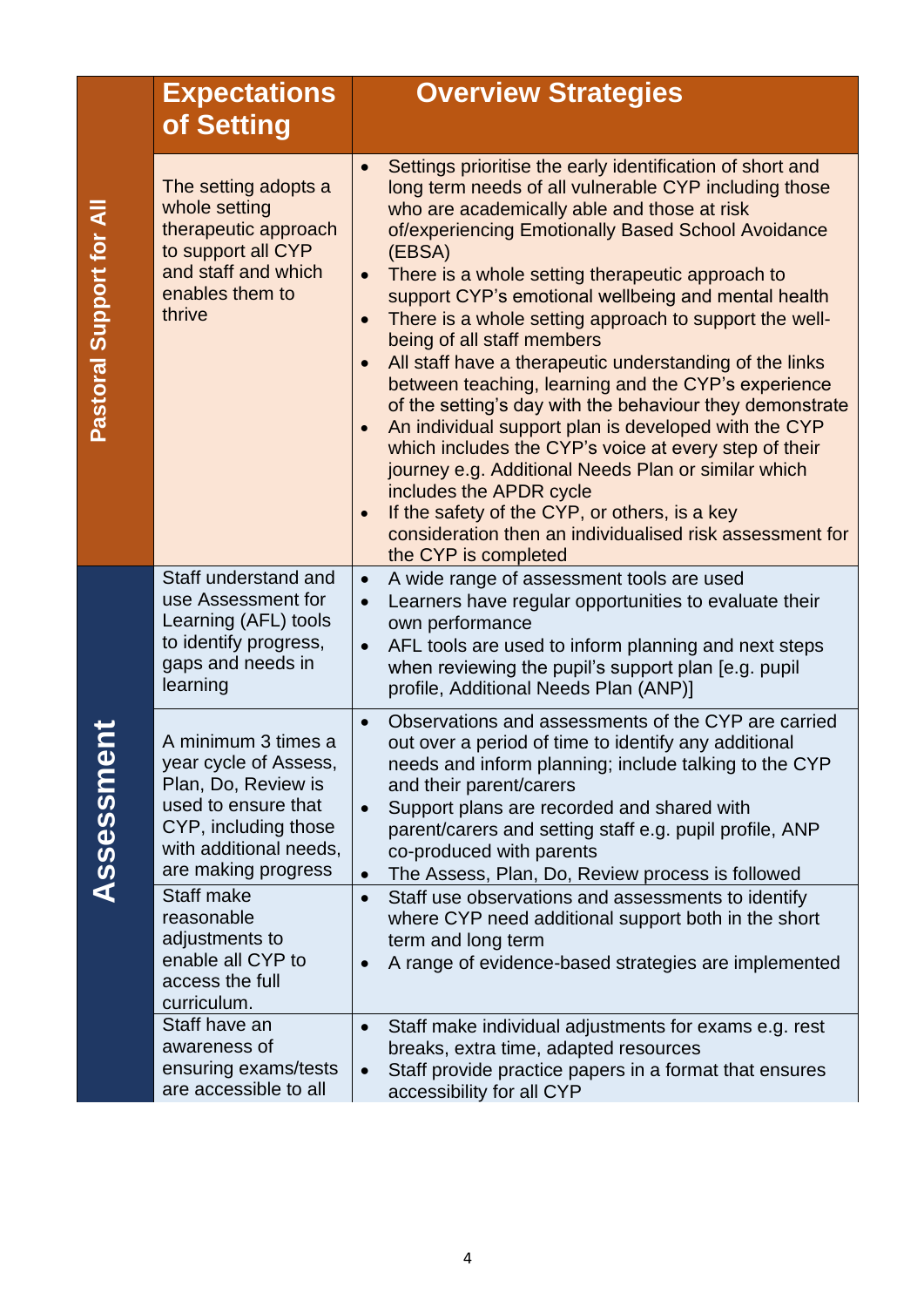| | Expectations of Setting | Overview Strategies |
|---|---|---|
| **Pastoral Support for All** | The setting adopts a whole setting therapeutic approach to support all CYP and staff and which enables them to thrive | • Settings prioritise the early identification of short and long term needs of all vulnerable CYP including those who are academically able and those at risk of/experiencing Emotionally Based School Avoidance (EBSA)<br>• There is a whole setting therapeutic approach to support CYP's emotional wellbeing and mental health<br>• There is a whole setting approach to support the well-being of all staff members<br>• All staff have a therapeutic understanding of the links between teaching, learning and the CYP's experience of the setting's day with the behaviour they demonstrate<br>• An individual support plan is developed with the CYP which includes the CYP's voice at every step of their journey e.g. Additional Needs Plan or similar which includes the APDR cycle<br>• If the safety of the CYP, or others, is a key consideration then an individualised risk assessment for the CYP is completed |
| **Assessment** | Staff understand and use Assessment for Learning (AFL) tools to identify progress, gaps and needs in learning | • A wide range of assessment tools are used<br>• Learners have regular opportunities to evaluate their own performance<br>• AFL tools are used to inform planning and next steps when reviewing the pupil's support plan [e.g. pupil profile, Additional Needs Plan (ANP)] |
| | A minimum 3 times a year cycle of Assess, Plan, Do, Review is used to ensure that CYP, including those with additional needs, are making progress | • Observations and assessments of the CYP are carried out over a period of time to identify any additional needs and inform planning; include talking to the CYP and their parent/carers<br>• Support plans are recorded and shared with parent/carers and setting staff e.g. pupil profile, ANP co-produced with parents<br>• The Assess, Plan, Do, Review process is followed |
| | Staff make reasonable adjustments to enable all CYP to access the full curriculum. | • Staff use observations and assessments to identify where CYP need additional support both in the short term and long term<br>• A range of evidence-based strategies are implemented |
| | Staff have an awareness of ensuring exams/tests are accessible to all | • Staff make individual adjustments for exams e.g. rest breaks, extra time, adapted resources<br>• Staff provide practice papers in a format that ensures accessibility for all CYP |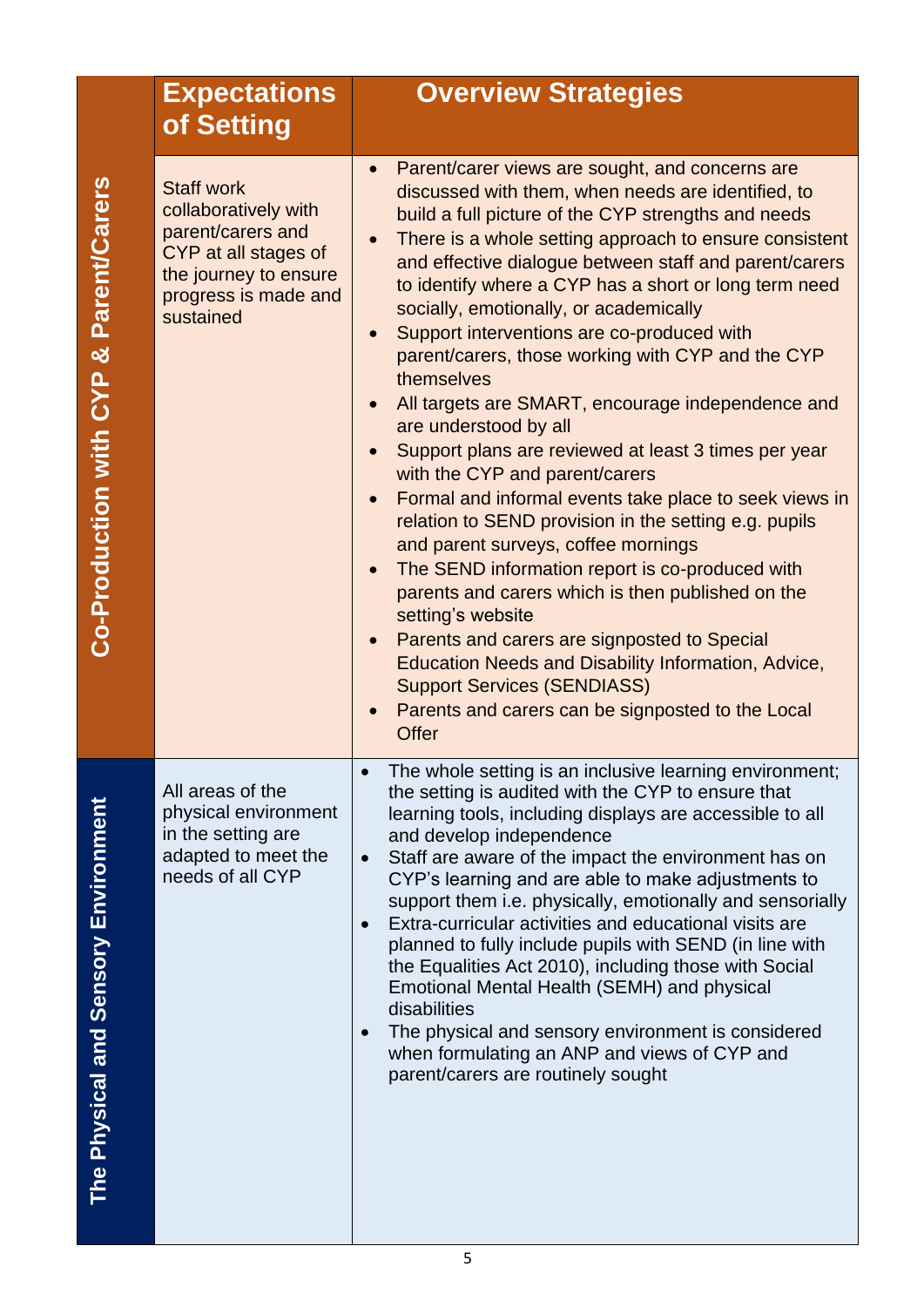| | Expectations of Setting | Overview Strategies |
|---|---|---|
| **Co-Production with CYP & Parent/Carers** | Staff work collaboratively with parent/carers and CYP at all stages of the journey to ensure progress is made and sustained | • Parent/carer views are sought, and concerns are discussed with them, when needs are identified, to build a full picture of the CYP strengths and needs<br>• There is a whole setting approach to ensure consistent and effective dialogue between staff and parent/carers to identify where a CYP has a short or long term need socially, emotionally, or academically<br>• Support interventions are co-produced with parent/carers, those working with CYP and the CYP themselves<br>• All targets are SMART, encourage independence and are understood by all<br>• Support plans are reviewed at least 3 times per year with the CYP and parent/carers<br>• Formal and informal events take place to seek views in relation to SEND provision in the setting e.g. pupils and parent surveys, coffee mornings<br>• The SEND information report is co-produced with parents and carers which is then published on the setting's website<br>• Parents and carers are signposted to Special Education Needs and Disability Information, Advice, Support Services (SENDIASS)<br>• Parents and carers can be signposted to the Local Offer |
| **The Physical and Sensory Environment** | All areas of the physical environment in the setting are adapted to meet the needs of all CYP | • The whole setting is an inclusive learning environment; the setting is audited with the CYP to ensure that learning tools, including displays are accessible to all and develop independence<br>• Staff are aware of the impact the environment has on CYP's learning and are able to make adjustments to support them i.e. physically, emotionally and sensorially<br>• Extra-curricular activities and educational visits are planned to fully include pupils with SEND (in line with the Equalities Act 2010), including those with Social Emotional Mental Health (SEMH) and physical disabilities<br>• The physical and sensory environment is considered when formulating an ANP and views of CYP and parent/carers are routinely sought |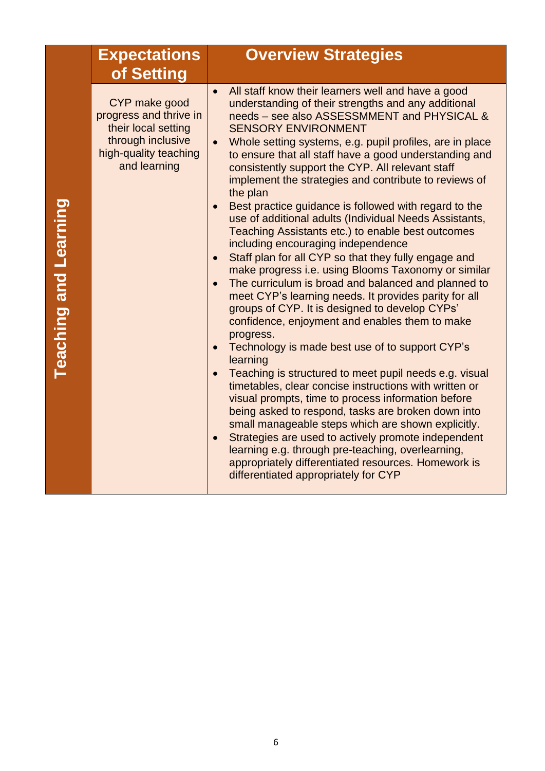| Teaching and Learning | Expectations of Setting | Overview Strategies |
|---|---|---|
| | CYP make good progress and thrive in their local setting through inclusive high-quality teaching and learning | • All staff know their learners well and have a good understanding of their strengths and any additional needs – see also ASSESSMMENT and PHYSICAL & SENSORY ENVIRONMENT<br>• Whole setting systems, e.g. pupil profiles, are in place to ensure that all staff have a good understanding and consistently support the CYP. All relevant staff implement the strategies and contribute to reviews of the plan<br>• Best practice guidance is followed with regard to the use of additional adults (Individual Needs Assistants, Teaching Assistants etc.) to enable best outcomes including encouraging independence<br>• Staff plan for all CYP so that they fully engage and make progress i.e. using Blooms Taxonomy or similar<br>• The curriculum is broad and balanced and planned to meet CYP's learning needs. It provides parity for all groups of CYP. It is designed to develop CYPs' confidence, enjoyment and enables them to make progress.<br>• Technology is made best use of to support CYP's learning<br>• Teaching is structured to meet pupil needs e.g. visual timetables, clear concise instructions with written or visual prompts, time to process information before being asked to respond, tasks are broken down into small manageable steps which are shown explicitly.<br>• Strategies are used to actively promote independent learning e.g. through pre-teaching, overlearning, appropriately differentiated resources. Homework is differentiated appropriately for CYP |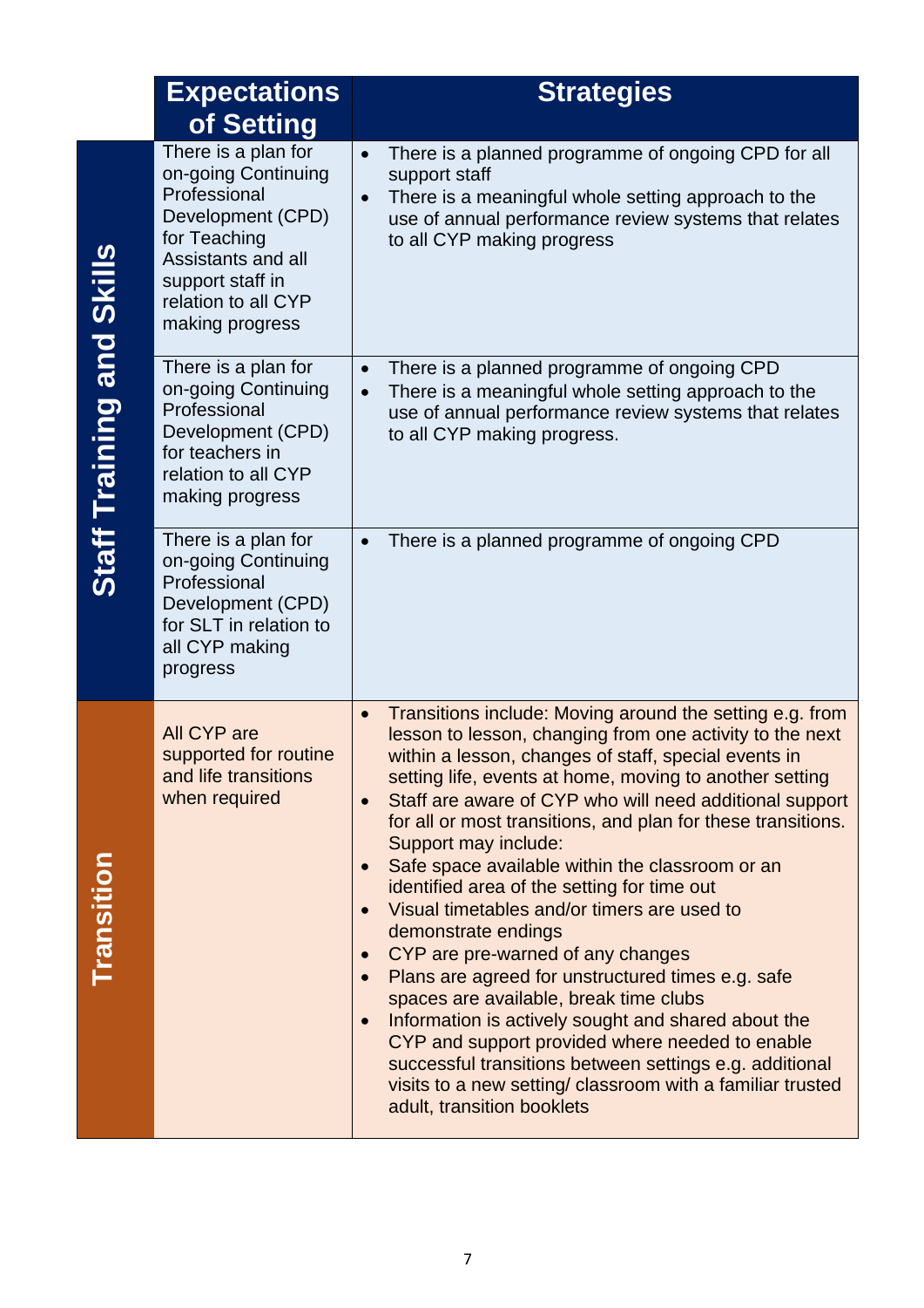|  | Expectations of Setting | Strategies |
|---|---|---|
| **Staff Training and Skills** | There is a plan for on-going Continuing Professional Development (CPD) for Teaching Assistants and all support staff in relation to all CYP making progress | • There is a planned programme of ongoing CPD for all support staff<br>• There is a meaningful whole setting approach to the use of annual performance review systems that relates to all CYP making progress |
|  | There is a plan for on-going Continuing Professional Development (CPD) for teachers in relation to all CYP making progress | • There is a planned programme of ongoing CPD<br>• There is a meaningful whole setting approach to the use of annual performance review systems that relates to all CYP making progress. |
|  | There is a plan for on-going Continuing Professional Development (CPD) for SLT in relation to all CYP making progress | • There is a planned programme of ongoing CPD |
| **Transition** | All CYP are supported for routine and life transitions when required | • Transitions include: Moving around the setting e.g. from lesson to lesson, changing from one activity to the next within a lesson, changes of staff, special events in setting life, events at home, moving to another setting<br>• Staff are aware of CYP who will need additional support for all or most transitions, and plan for these transitions. Support may include:<br>• Safe space available within the classroom or an identified area of the setting for time out<br>• Visual timetables and/or timers are used to demonstrate endings<br>• CYP are pre-warned of any changes<br>• Plans are agreed for unstructured times e.g. safe spaces are available, break time clubs<br>• Information is actively sought and shared about the CYP and support provided where needed to enable successful transitions between settings e.g. additional visits to a new setting/ classroom with a familiar trusted adult, transition booklets |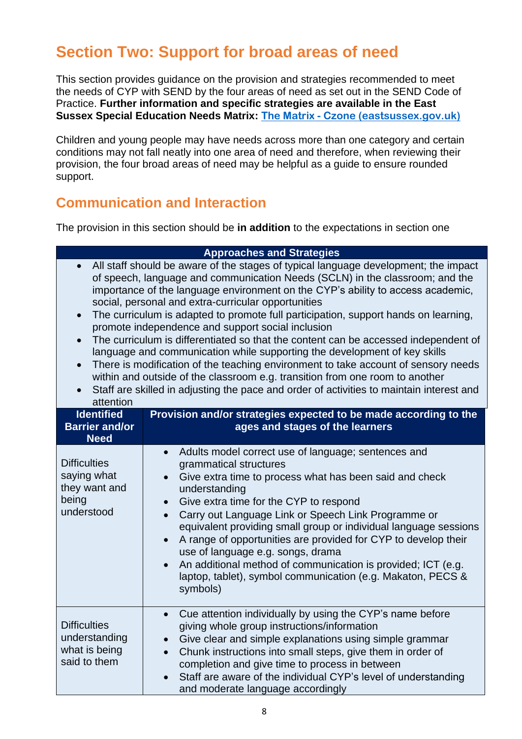## Section Two: Support for broad areas of need

This section provides guidance on the provision and strategies recommended to meet the needs of CYP with SEND by the four areas of need as set out in the SEND Code of Practice. **Further information and specific strategies are available in the East Sussex Special Education Needs Matrix: [The Matrix - Czone (eastsussex.gov.uk)](https://czone.eastsussex.gov.uk)**

Children and young people may have needs across more than one category and certain conditions may not fall neatly into one area of need and therefore, when reviewing their provision, the four broad areas of need may be helpful as a guide to ensure rounded support.

### Communication and Interaction

The provision in this section should be **in addition** to the expectations in section one

| Approaches and Strategies | |
|---|---|
| • All staff should be aware of the stages of typical language development; the impact of speech, language and communication Needs (SCLN) in the classroom; and the importance of the language environment on the CYP's ability to access academic, social, personal and extra-curricular opportunities<br>• The curriculum is adapted to promote full participation, support hands on learning, promote independence and support social inclusion<br>• The curriculum is differentiated so that the content can be accessed independent of language and communication while supporting the development of key skills<br>• There is modification of the teaching environment to take account of sensory needs within and outside of the classroom e.g. transition from one room to another<br>• Staff are skilled in adjusting the pace and order of activities to maintain interest and attention | |
| **Identified Barrier and/or Need** | **Provision and/or strategies expected to be made according to the ages and stages of the learners** |
| Difficulties saying what they want and being understood | • Adults model correct use of language; sentences and grammatical structures<br>• Give extra time to process what has been said and check understanding<br>• Give extra time for the CYP to respond<br>• Carry out Language Link or Speech Link Programme or equivalent providing small group or individual language sessions<br>• A range of opportunities are provided for CYP to develop their use of language e.g. songs, drama<br>• An additional method of communication is provided; ICT (e.g. laptop, tablet), symbol communication (e.g. Makaton, PECS & symbols) |
| Difficulties understanding what is being said to them | • Cue attention individually by using the CYP's name before giving whole group instructions/information<br>• Give clear and simple explanations using simple grammar<br>• Chunk instructions into small steps, give them in order of completion and give time to process in between<br>• Staff are aware of the individual CYP's level of understanding and moderate language accordingly |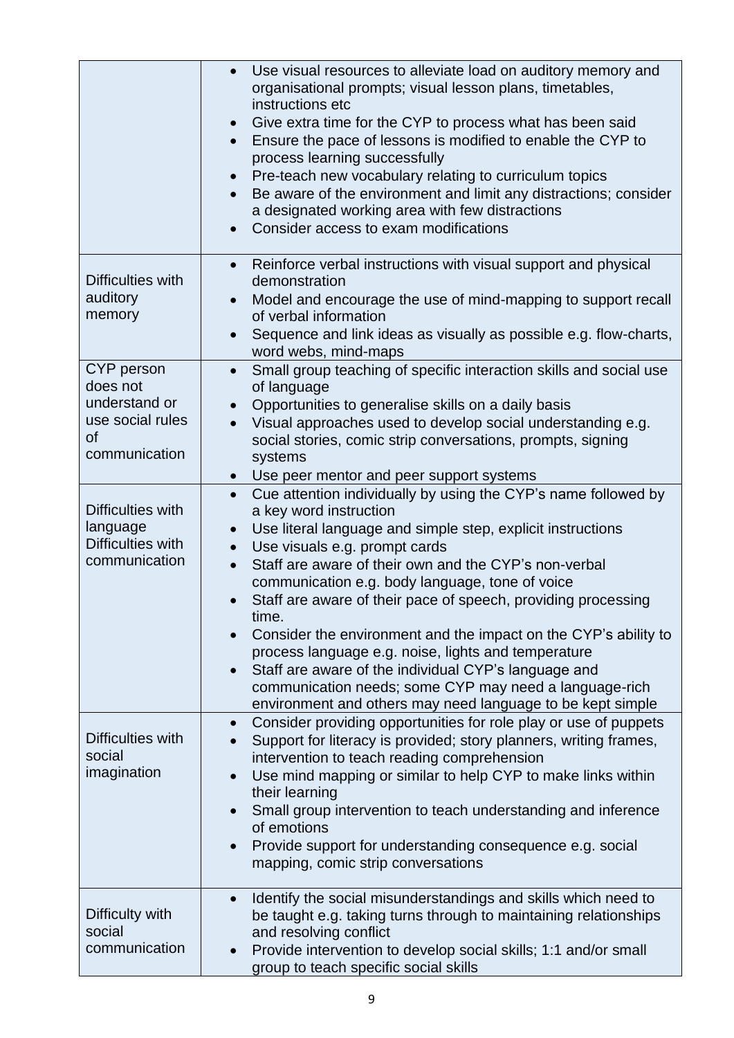| | |
|---|---|
| | • Use visual resources to alleviate load on auditory memory and organisational prompts; visual lesson plans, timetables, instructions etc<br>• Give extra time for the CYP to process what has been said<br>• Ensure the pace of lessons is modified to enable the CYP to process learning successfully<br>• Pre-teach new vocabulary relating to curriculum topics<br>• Be aware of the environment and limit any distractions; consider a designated working area with few distractions<br>• Consider access to exam modifications |
| Difficulties with auditory memory | • Reinforce verbal instructions with visual support and physical demonstration<br>• Model and encourage the use of mind-mapping to support recall of verbal information<br>• Sequence and link ideas as visually as possible e.g. flow-charts, word webs, mind-maps |
| CYP person does not understand or use social rules of communication | • Small group teaching of specific interaction skills and social use of language<br>• Opportunities to generalise skills on a daily basis<br>• Visual approaches used to develop social understanding e.g. social stories, comic strip conversations, prompts, signing systems<br>• Use peer mentor and peer support systems |
| Difficulties with language<br>Difficulties with communication | • Cue attention individually by using the CYP's name followed by a key word instruction<br>• Use literal language and simple step, explicit instructions<br>• Use visuals e.g. prompt cards<br>• Staff are aware of their own and the CYP's non-verbal communication e.g. body language, tone of voice<br>• Staff are aware of their pace of speech, providing processing time.<br>• Consider the environment and the impact on the CYP's ability to process language e.g. noise, lights and temperature<br>• Staff are aware of the individual CYP's language and communication needs; some CYP may need a language-rich environment and others may need language to be kept simple |
| Difficulties with social imagination | • Consider providing opportunities for role play or use of puppets<br>• Support for literacy is provided; story planners, writing frames, intervention to teach reading comprehension<br>• Use mind mapping or similar to help CYP to make links within their learning<br>• Small group intervention to teach understanding and inference of emotions<br>• Provide support for understanding consequence e.g. social mapping, comic strip conversations |
| Difficulty with social communication | • Identify the social misunderstandings and skills which need to be taught e.g. taking turns through to maintaining relationships and resolving conflict<br>• Provide intervention to develop social skills; 1:1 and/or small group to teach specific social skills |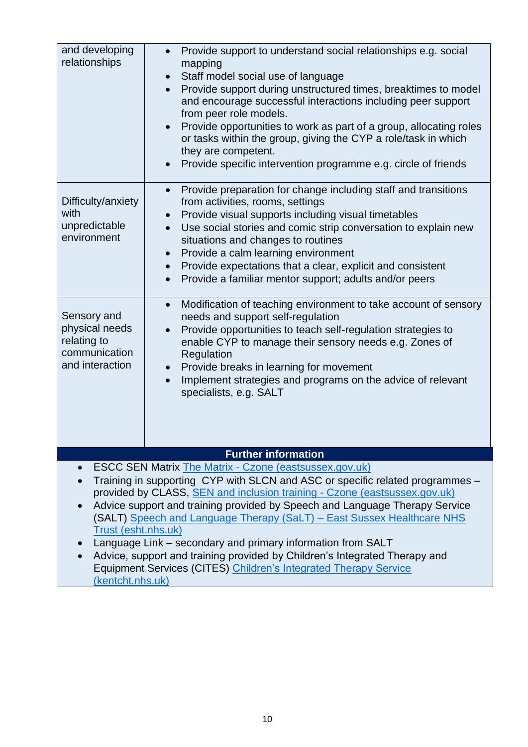| | |
|---|---|
| and developing relationships | • Provide support to understand social relationships e.g. social mapping<br>• Staff model social use of language<br>• Provide support during unstructured times, breaktimes to model and encourage successful interactions including peer support from peer role models.<br>• Provide opportunities to work as part of a group, allocating roles or tasks within the group, giving the CYP a role/task in which they are competent.<br>• Provide specific intervention programme e.g. circle of friends |
| Difficulty/anxiety with unpredictable environment | • Provide preparation for change including staff and transitions from activities, rooms, settings<br>• Provide visual supports including visual timetables<br>• Use social stories and comic strip conversation to explain new situations and changes to routines<br>• Provide a calm learning environment<br>• Provide expectations that a clear, explicit and consistent<br>• Provide a familiar mentor support; adults and/or peers |
| Sensory and physical needs relating to communication and interaction | • Modification of teaching environment to take account of sensory needs and support self-regulation<br>• Provide opportunities to teach self-regulation strategies to enable CYP to manage their sensory needs e.g. Zones of Regulation<br>• Provide breaks in learning for movement<br>• Implement strategies and programs on the advice of relevant specialists, e.g. SALT |

**Further information**

- ESCC SEN Matrix [The Matrix - Czone (eastsussex.gov.uk)]
- Training in supporting CYP with SLCN and ASC or specific related programmes – provided by CLASS, [SEN and inclusion training - Czone (eastsussex.gov.uk)]
- Advice support and training provided by Speech and Language Therapy Service (SALT) [Speech and Language Therapy (SaLT) – East Sussex Healthcare NHS Trust (esht.nhs.uk)]
- Language Link – secondary and primary information from SALT
- Advice, support and training provided by Children's Integrated Therapy and Equipment Services (CITES) [Children's Integrated Therapy Service (kentcht.nhs.uk)]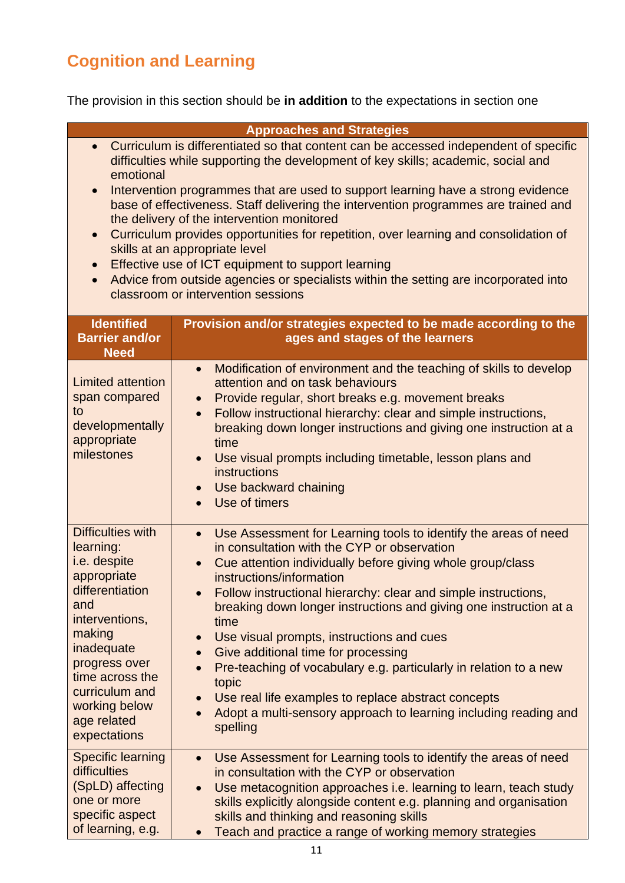## Cognition and Learning

The provision in this section should be **in addition** to the expectations in section one

| Approaches and Strategies | |
|---|---|
| <ul><li>Curriculum is differentiated so that content can be accessed independent of specific difficulties while supporting the development of key skills; academic, social and emotional</li><li>Intervention programmes that are used to support learning have a strong evidence base of effectiveness. Staff delivering the intervention programmes are trained and the delivery of the intervention monitored</li><li>Curriculum provides opportunities for repetition, over learning and consolidation of skills at an appropriate level</li><li>Effective use of ICT equipment to support learning</li><li>Advice from outside agencies or specialists within the setting are incorporated into classroom or intervention sessions</li></ul> | |
| **Identified Barrier and/or Need** | **Provision and/or strategies expected to be made according to the ages and stages of the learners** |
| Limited attention span compared to developmentally appropriate milestones | <ul><li>Modification of environment and the teaching of skills to develop attention and on task behaviours</li><li>Provide regular, short breaks e.g. movement breaks</li><li>Follow instructional hierarchy: clear and simple instructions, breaking down longer instructions and giving one instruction at a time</li><li>Use visual prompts including timetable, lesson plans and instructions</li><li>Use backward chaining</li><li>Use of timers</li></ul> |
| Difficulties with learning: i.e. despite appropriate differentiation and interventions, making inadequate progress over time across the curriculum and working below age related expectations | <ul><li>Use Assessment for Learning tools to identify the areas of need in consultation with the CYP or observation</li><li>Cue attention individually before giving whole group/class instructions/information</li><li>Follow instructional hierarchy: clear and simple instructions, breaking down longer instructions and giving one instruction at a time</li><li>Use visual prompts, instructions and cues</li><li>Give additional time for processing</li><li>Pre-teaching of vocabulary e.g. particularly in relation to a new topic</li><li>Use real life examples to replace abstract concepts</li><li>Adopt a multi-sensory approach to learning including reading and spelling</li></ul> |
| Specific learning difficulties (SpLD) affecting one or more specific aspect of learning, e.g. | <ul><li>Use Assessment for Learning tools to identify the areas of need in consultation with the CYP or observation</li><li>Use metacognition approaches i.e. learning to learn, teach study skills explicitly alongside content e.g. planning and organisation skills and thinking and reasoning skills</li><li>Teach and practice a range of working memory strategies</li></ul> |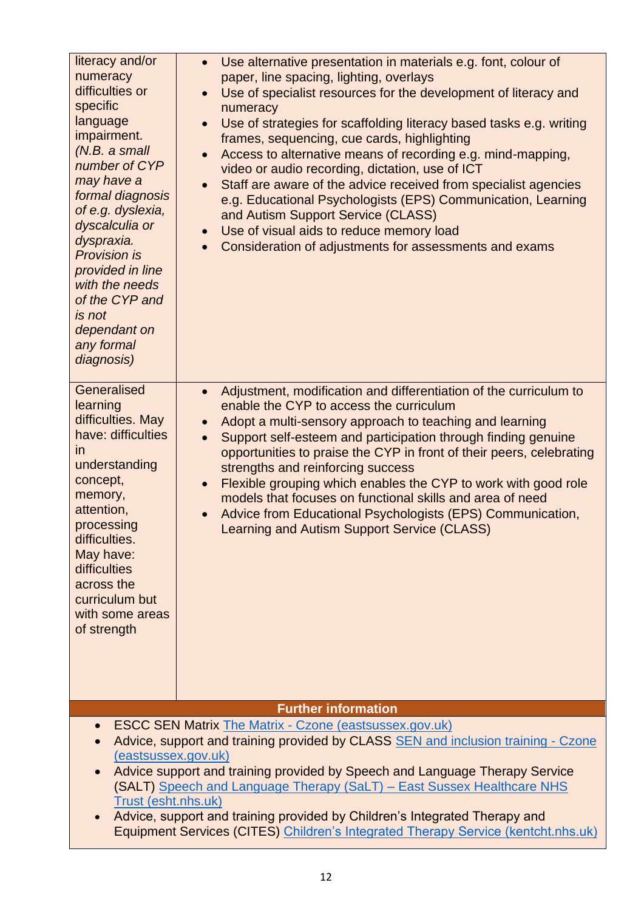| | |
|---|---|
| literacy and/or numeracy difficulties or specific language impairment. *(N.B. a small number of CYP may have a formal diagnosis of e.g. dyslexia, dyscalculia or dyspraxia. Provision is provided in line with the needs of the CYP and is not dependant on any formal diagnosis)* | • Use alternative presentation in materials e.g. font, colour of paper, line spacing, lighting, overlays<br>• Use of specialist resources for the development of literacy and numeracy<br>• Use of strategies for scaffolding literacy based tasks e.g. writing frames, sequencing, cue cards, highlighting<br>• Access to alternative means of recording e.g. mind-mapping, video or audio recording, dictation, use of ICT<br>• Staff are aware of the advice received from specialist agencies e.g. Educational Psychologists (EPS) Communication, Learning and Autism Support Service (CLASS)<br>• Use of visual aids to reduce memory load<br>• Consideration of adjustments for assessments and exams |
| Generalised learning difficulties. May have: difficulties in understanding concept, memory, attention, processing difficulties. May have: difficulties across the curriculum but with some areas of strength | • Adjustment, modification and differentiation of the curriculum to enable the CYP to access the curriculum<br>• Adopt a multi-sensory approach to teaching and learning<br>• Support self-esteem and participation through finding genuine opportunities to praise the CYP in front of their peers, celebrating strengths and reinforcing success<br>• Flexible grouping which enables the CYP to work with good role models that focuses on functional skills and area of need<br>• Advice from Educational Psychologists (EPS) Communication, Learning and Autism Support Service (CLASS) |

**Further information**

- ESCC SEN Matrix [The Matrix - Czone (eastsussex.gov.uk)]
- Advice, support and training provided by CLASS [SEN and inclusion training - Czone (eastsussex.gov.uk)]
- Advice support and training provided by Speech and Language Therapy Service (SALT) [Speech and Language Therapy (SaLT) – East Sussex Healthcare NHS Trust (esht.nhs.uk)]
- Advice, support and training provided by Children's Integrated Therapy and Equipment Services (CITES) [Children's Integrated Therapy Service (kentcht.nhs.uk)]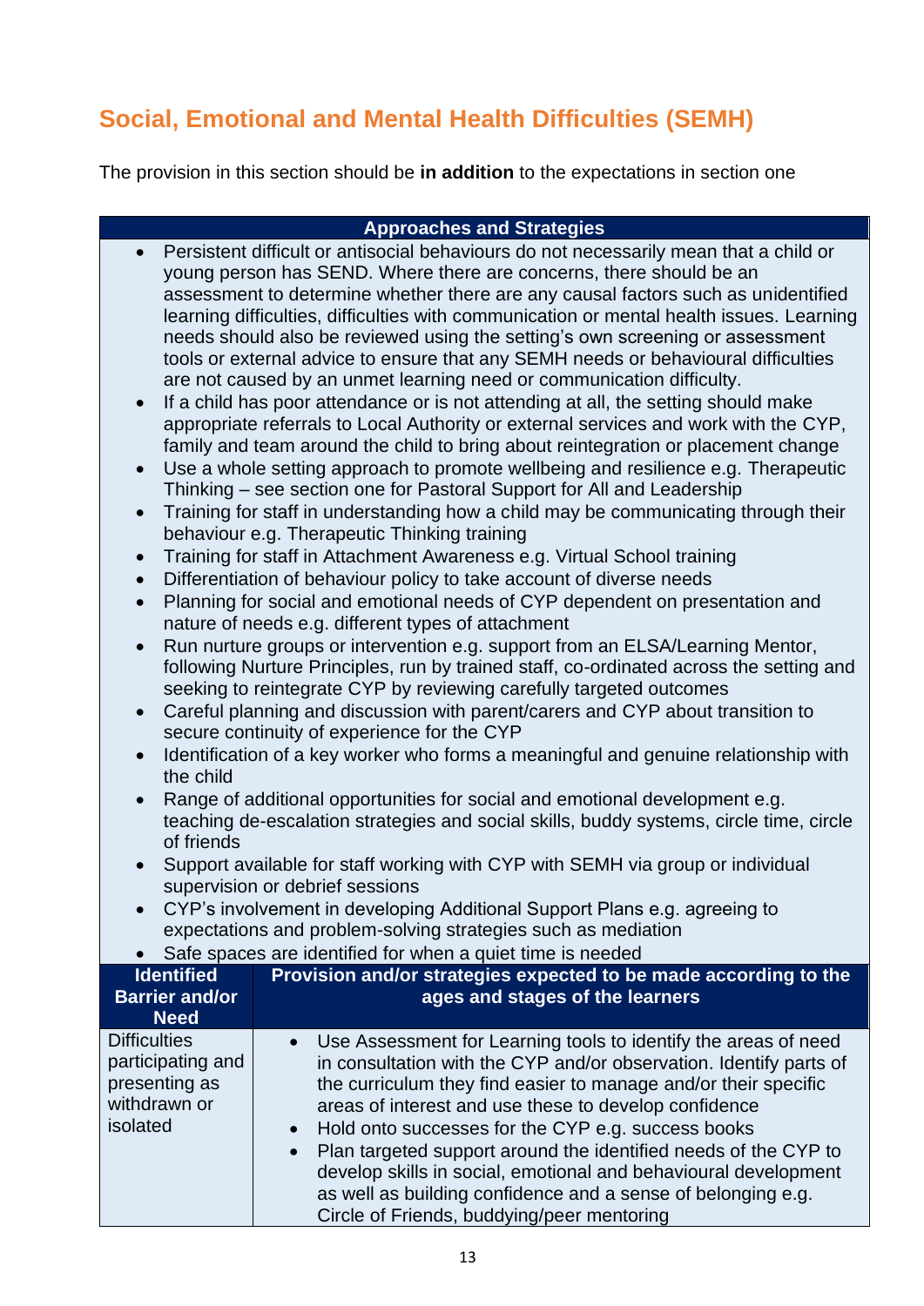## Social, Emotional and Mental Health Difficulties (SEMH)

The provision in this section should be **in addition** to the expectations in section one

| Approaches and Strategies |
|---|
| • Persistent difficult or antisocial behaviours do not necessarily mean that a child or young person has SEND. Where there are concerns, there should be an assessment to determine whether there are any causal factors such as unidentified learning difficulties, difficulties with communication or mental health issues. Learning needs should also be reviewed using the setting's own screening or assessment tools or external advice to ensure that any SEMH needs or behavioural difficulties are not caused by an unmet learning need or communication difficulty.<br>• If a child has poor attendance or is not attending at all, the setting should make appropriate referrals to Local Authority or external services and work with the CYP, family and team around the child to bring about reintegration or placement change<br>• Use a whole setting approach to promote wellbeing and resilience e.g. Therapeutic Thinking – see section one for Pastoral Support for All and Leadership<br>• Training for staff in understanding how a child may be communicating through their behaviour e.g. Therapeutic Thinking training<br>• Training for staff in Attachment Awareness e.g. Virtual School training<br>• Differentiation of behaviour policy to take account of diverse needs<br>• Planning for social and emotional needs of CYP dependent on presentation and nature of needs e.g. different types of attachment<br>• Run nurture groups or intervention e.g. support from an ELSA/Learning Mentor, following Nurture Principles, run by trained staff, co-ordinated across the setting and seeking to reintegrate CYP by reviewing carefully targeted outcomes<br>• Careful planning and discussion with parent/carers and CYP about transition to secure continuity of experience for the CYP<br>• Identification of a key worker who forms a meaningful and genuine relationship with the child<br>• Range of additional opportunities for social and emotional development e.g. teaching de-escalation strategies and social skills, buddy systems, circle time, circle of friends<br>• Support available for staff working with CYP with SEMH via group or individual supervision or debrief sessions<br>• CYP's involvement in developing Additional Support Plans e.g. agreeing to expectations and problem-solving strategies such as mediation<br>• Safe spaces are identified for when a quiet time is needed |

| Identified Barrier and/or Need | Provision and/or strategies expected to be made according to the ages and stages of the learners |
|---|---|
| Difficulties participating and presenting as withdrawn or isolated | • Use Assessment for Learning tools to identify the areas of need in consultation with the CYP and/or observation. Identify parts of the curriculum they find easier to manage and/or their specific areas of interest and use these to develop confidence<br>• Hold onto successes for the CYP e.g. success books<br>• Plan targeted support around the identified needs of the CYP to develop skills in social, emotional and behavioural development as well as building confidence and a sense of belonging e.g. Circle of Friends, buddying/peer mentoring |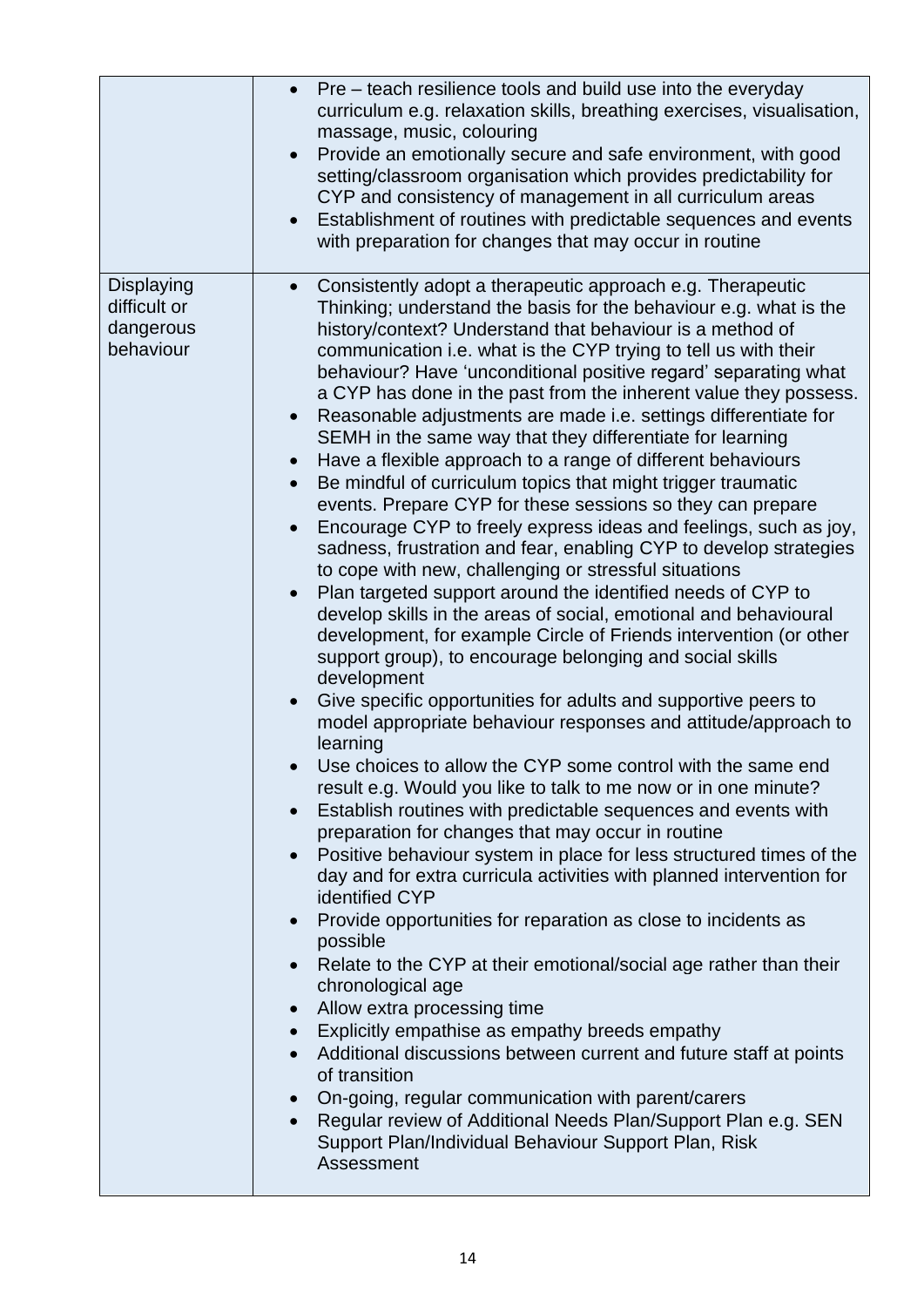| | |
|---|---|
| | • Pre – teach resilience tools and build use into the everyday curriculum e.g. relaxation skills, breathing exercises, visualisation, massage, music, colouring<br>• Provide an emotionally secure and safe environment, with good setting/classroom organisation which provides predictability for CYP and consistency of management in all curriculum areas<br>• Establishment of routines with predictable sequences and events with preparation for changes that may occur in routine |
| Displaying difficult or dangerous behaviour | • Consistently adopt a therapeutic approach e.g. Therapeutic Thinking; understand the basis for the behaviour e.g. what is the history/context? Understand that behaviour is a method of communication i.e. what is the CYP trying to tell us with their behaviour? Have 'unconditional positive regard' separating what a CYP has done in the past from the inherent value they possess.<br>• Reasonable adjustments are made i.e. settings differentiate for SEMH in the same way that they differentiate for learning<br>• Have a flexible approach to a range of different behaviours<br>• Be mindful of curriculum topics that might trigger traumatic events. Prepare CYP for these sessions so they can prepare<br>• Encourage CYP to freely express ideas and feelings, such as joy, sadness, frustration and fear, enabling CYP to develop strategies to cope with new, challenging or stressful situations<br>• Plan targeted support around the identified needs of CYP to develop skills in the areas of social, emotional and behavioural development, for example Circle of Friends intervention (or other support group), to encourage belonging and social skills development<br>• Give specific opportunities for adults and supportive peers to model appropriate behaviour responses and attitude/approach to learning<br>• Use choices to allow the CYP some control with the same end result e.g. Would you like to talk to me now or in one minute?<br>• Establish routines with predictable sequences and events with preparation for changes that may occur in routine<br>• Positive behaviour system in place for less structured times of the day and for extra curricula activities with planned intervention for identified CYP<br>• Provide opportunities for reparation as close to incidents as possible<br>• Relate to the CYP at their emotional/social age rather than their chronological age<br>• Allow extra processing time<br>• Explicitly empathise as empathy breeds empathy<br>• Additional discussions between current and future staff at points of transition<br>• On-going, regular communication with parent/carers<br>• Regular review of Additional Needs Plan/Support Plan e.g. SEN Support Plan/Individual Behaviour Support Plan, Risk Assessment |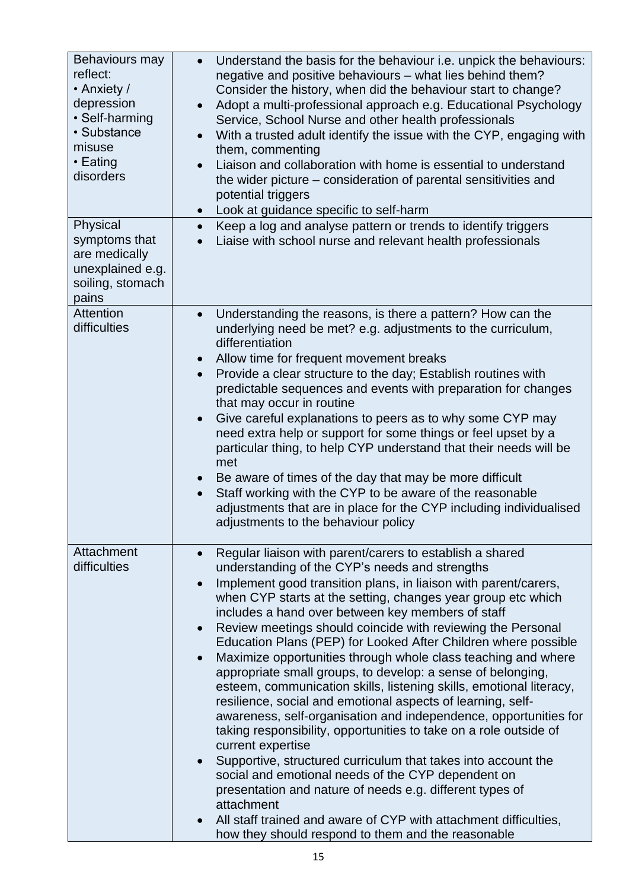| | |
|---|---|
| Behaviours may reflect:<br>• Anxiety / depression<br>• Self-harming<br>• Substance misuse<br>• Eating disorders | • Understand the basis for the behaviour i.e. unpick the behaviours: negative and positive behaviours – what lies behind them? Consider the history, when did the behaviour start to change?<br>• Adopt a multi-professional approach e.g. Educational Psychology Service, School Nurse and other health professionals<br>• With a trusted adult identify the issue with the CYP, engaging with them, commenting<br>• Liaison and collaboration with home is essential to understand the wider picture – consideration of parental sensitivities and potential triggers<br>• Look at guidance specific to self-harm |
| Physical symptoms that are medically unexplained e.g. soiling, stomach pains | • Keep a log and analyse pattern or trends to identify triggers<br>• Liaise with school nurse and relevant health professionals |
| Attention difficulties | • Understanding the reasons, is there a pattern? How can the underlying need be met? e.g. adjustments to the curriculum, differentiation<br>• Allow time for frequent movement breaks<br>• Provide a clear structure to the day; Establish routines with predictable sequences and events with preparation for changes that may occur in routine<br>• Give careful explanations to peers as to why some CYP may need extra help or support for some things or feel upset by a particular thing, to help CYP understand that their needs will be met<br>• Be aware of times of the day that may be more difficult<br>• Staff working with the CYP to be aware of the reasonable adjustments that are in place for the CYP including individualised adjustments to the behaviour policy |
| Attachment difficulties | • Regular liaison with parent/carers to establish a shared understanding of the CYP's needs and strengths<br>• Implement good transition plans, in liaison with parent/carers, when CYP starts at the setting, changes year group etc which includes a hand over between key members of staff<br>• Review meetings should coincide with reviewing the Personal Education Plans (PEP) for Looked After Children where possible<br>• Maximize opportunities through whole class teaching and where appropriate small groups, to develop: a sense of belonging, esteem, communication skills, listening skills, emotional literacy, resilience, social and emotional aspects of learning, self-awareness, self-organisation and independence, opportunities for taking responsibility, opportunities to take on a role outside of current expertise<br>• Supportive, structured curriculum that takes into account the social and emotional needs of the CYP dependent on presentation and nature of needs e.g. different types of attachment<br>• All staff trained and aware of CYP with attachment difficulties, how they should respond to them and the reasonable |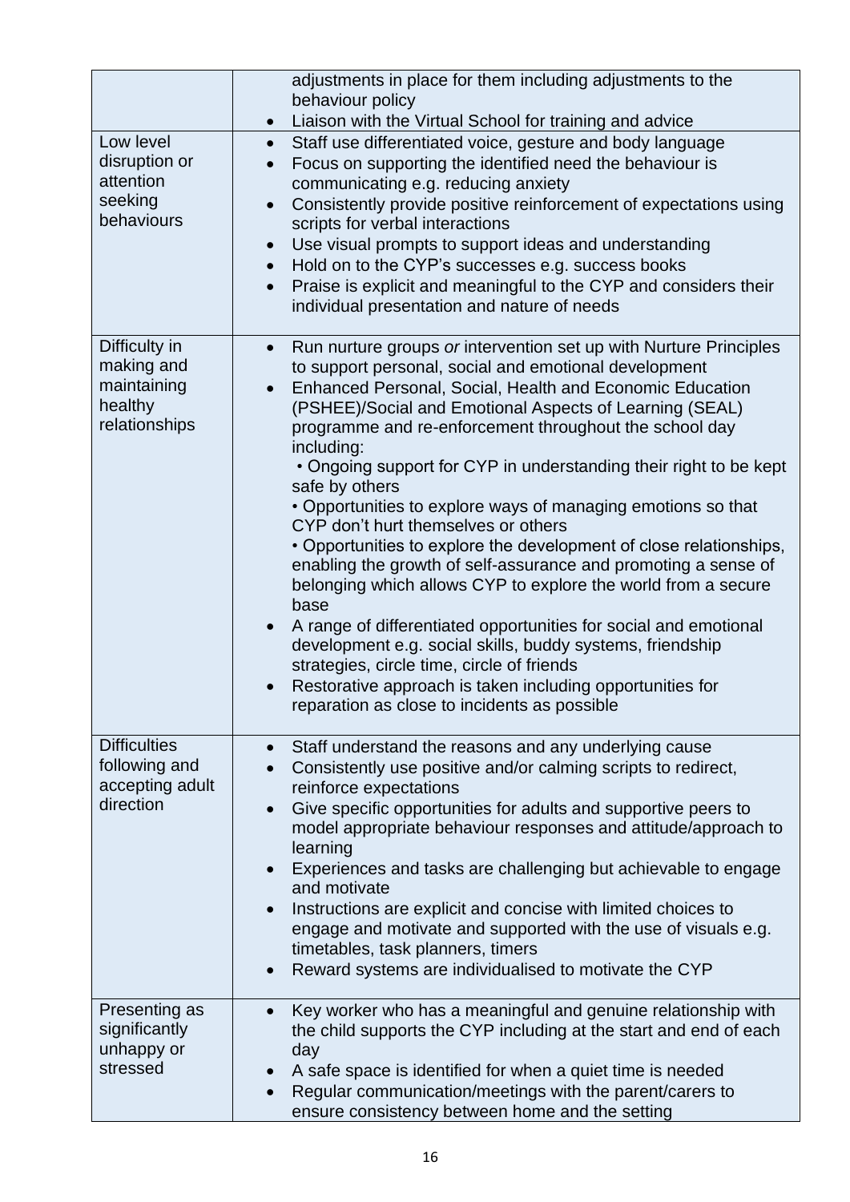| | |
|---|---|
| | adjustments in place for them including adjustments to the behaviour policy<br>• Liaison with the Virtual School for training and advice |
| Low level disruption or attention seeking behaviours | • Staff use differentiated voice, gesture and body language<br>• Focus on supporting the identified need the behaviour is communicating e.g. reducing anxiety<br>• Consistently provide positive reinforcement of expectations using scripts for verbal interactions<br>• Use visual prompts to support ideas and understanding<br>• Hold on to the CYP's successes e.g. success books<br>• Praise is explicit and meaningful to the CYP and considers their individual presentation and nature of needs |
| Difficulty in making and maintaining healthy relationships | • Run nurture groups *or* intervention set up with Nurture Principles to support personal, social and emotional development<br>• Enhanced Personal, Social, Health and Economic Education (PSHEE)/Social and Emotional Aspects of Learning (SEAL) programme and re-enforcement throughout the school day including:<br>• Ongoing support for CYP in understanding their right to be kept safe by others<br>• Opportunities to explore ways of managing emotions so that CYP don't hurt themselves or others<br>• Opportunities to explore the development of close relationships, enabling the growth of self-assurance and promoting a sense of belonging which allows CYP to explore the world from a secure base<br>• A range of differentiated opportunities for social and emotional development e.g. social skills, buddy systems, friendship strategies, circle time, circle of friends<br>• Restorative approach is taken including opportunities for reparation as close to incidents as possible |
| Difficulties following and accepting adult direction | • Staff understand the reasons and any underlying cause<br>• Consistently use positive and/or calming scripts to redirect, reinforce expectations<br>• Give specific opportunities for adults and supportive peers to model appropriate behaviour responses and attitude/approach to learning<br>• Experiences and tasks are challenging but achievable to engage and motivate<br>• Instructions are explicit and concise with limited choices to engage and motivate and supported with the use of visuals e.g. timetables, task planners, timers<br>• Reward systems are individualised to motivate the CYP |
| Presenting as significantly unhappy or stressed | • Key worker who has a meaningful and genuine relationship with the child supports the CYP including at the start and end of each day<br>• A safe space is identified for when a quiet time is needed<br>• Regular communication/meetings with the parent/carers to ensure consistency between home and the setting |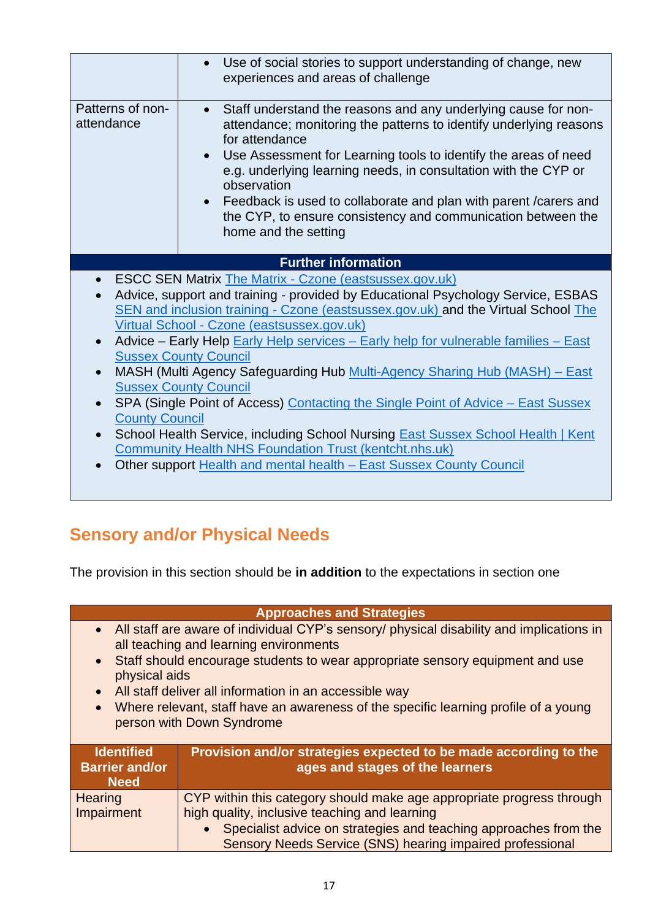| | |
|---|---|
| | • Use of social stories to support understanding of change, new experiences and areas of challenge |
| Patterns of non-attendance | • Staff understand the reasons and any underlying cause for non-attendance; monitoring the patterns to identify underlying reasons for attendance<br>• Use Assessment for Learning tools to identify the areas of need e.g. underlying learning needs, in consultation with the CYP or observation<br>• Feedback is used to collaborate and plan with parent /carers and the CYP, to ensure consistency and communication between the home and the setting |

**Further information**

- ESCC SEN Matrix The Matrix - Czone (eastsussex.gov.uk)
- Advice, support and training - provided by Educational Psychology Service, ESBAS SEN and inclusion training - Czone (eastsussex.gov.uk) and the Virtual School The Virtual School - Czone (eastsussex.gov.uk)
- Advice – Early Help Early Help services – Early help for vulnerable families – East Sussex County Council
- MASH (Multi Agency Safeguarding Hub Multi-Agency Sharing Hub (MASH) – East Sussex County Council
- SPA (Single Point of Access) Contacting the Single Point of Advice – East Sussex County Council
- School Health Service, including School Nursing East Sussex School Health | Kent Community Health NHS Foundation Trust (kentcht.nhs.uk)
- Other support Health and mental health – East Sussex County Council

## Sensory and/or Physical Needs

The provision in this section should be **in addition** to the expectations in section one

**Approaches and Strategies**

- All staff are aware of individual CYP's sensory/ physical disability and implications in all teaching and learning environments
- Staff should encourage students to wear appropriate sensory equipment and use physical aids
- All staff deliver all information in an accessible way
- Where relevant, staff have an awareness of the specific learning profile of a young person with Down Syndrome

| Identified Barrier and/or Need | Provision and/or strategies expected to be made according to the ages and stages of the learners |
|---|---|
| Hearing Impairment | CYP within this category should make age appropriate progress through high quality, inclusive teaching and learning<br>• Specialist advice on strategies and teaching approaches from the Sensory Needs Service (SNS) hearing impaired professional |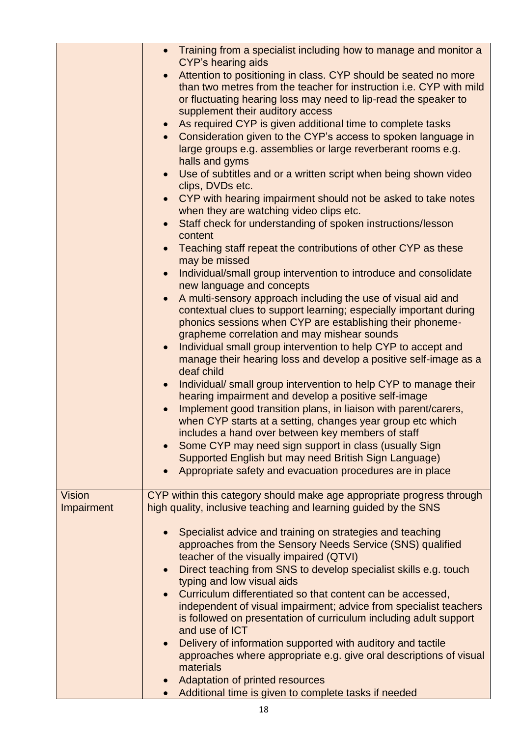| | |
|---|---|
| | • Training from a specialist including how to manage and monitor a CYP's hearing aids<br>• Attention to positioning in class. CYP should be seated no more than two metres from the teacher for instruction i.e. CYP with mild or fluctuating hearing loss may need to lip-read the speaker to supplement their auditory access<br>• As required CYP is given additional time to complete tasks<br>• Consideration given to the CYP's access to spoken language in large groups e.g. assemblies or large reverberant rooms e.g. halls and gyms<br>• Use of subtitles and or a written script when being shown video clips, DVDs etc.<br>• CYP with hearing impairment should not be asked to take notes when they are watching video clips etc.<br>• Staff check for understanding of spoken instructions/lesson content<br>• Teaching staff repeat the contributions of other CYP as these may be missed<br>• Individual/small group intervention to introduce and consolidate new language and concepts<br>• A multi-sensory approach including the use of visual aid and contextual clues to support learning; especially important during phonics sessions when CYP are establishing their phoneme-grapheme correlation and may mishear sounds<br>• Individual small group intervention to help CYP to accept and manage their hearing loss and develop a positive self-image as a deaf child<br>• Individual/ small group intervention to help CYP to manage their hearing impairment and develop a positive self-image<br>• Implement good transition plans, in liaison with parent/carers, when CYP starts at a setting, changes year group etc which includes a hand over between key members of staff<br>• Some CYP may need sign support in class (usually Sign Supported English but may need British Sign Language)<br>• Appropriate safety and evacuation procedures are in place |
| Vision Impairment | CYP within this category should make age appropriate progress through high quality, inclusive teaching and learning guided by the SNS<br><br>• Specialist advice and training on strategies and teaching approaches from the Sensory Needs Service (SNS) qualified teacher of the visually impaired (QTVI)<br>• Direct teaching from SNS to develop specialist skills e.g. touch typing and low visual aids<br>• Curriculum differentiated so that content can be accessed, independent of visual impairment; advice from specialist teachers is followed on presentation of curriculum including adult support and use of ICT<br>• Delivery of information supported with auditory and tactile approaches where appropriate e.g. give oral descriptions of visual materials<br>• Adaptation of printed resources<br>• Additional time is given to complete tasks if needed |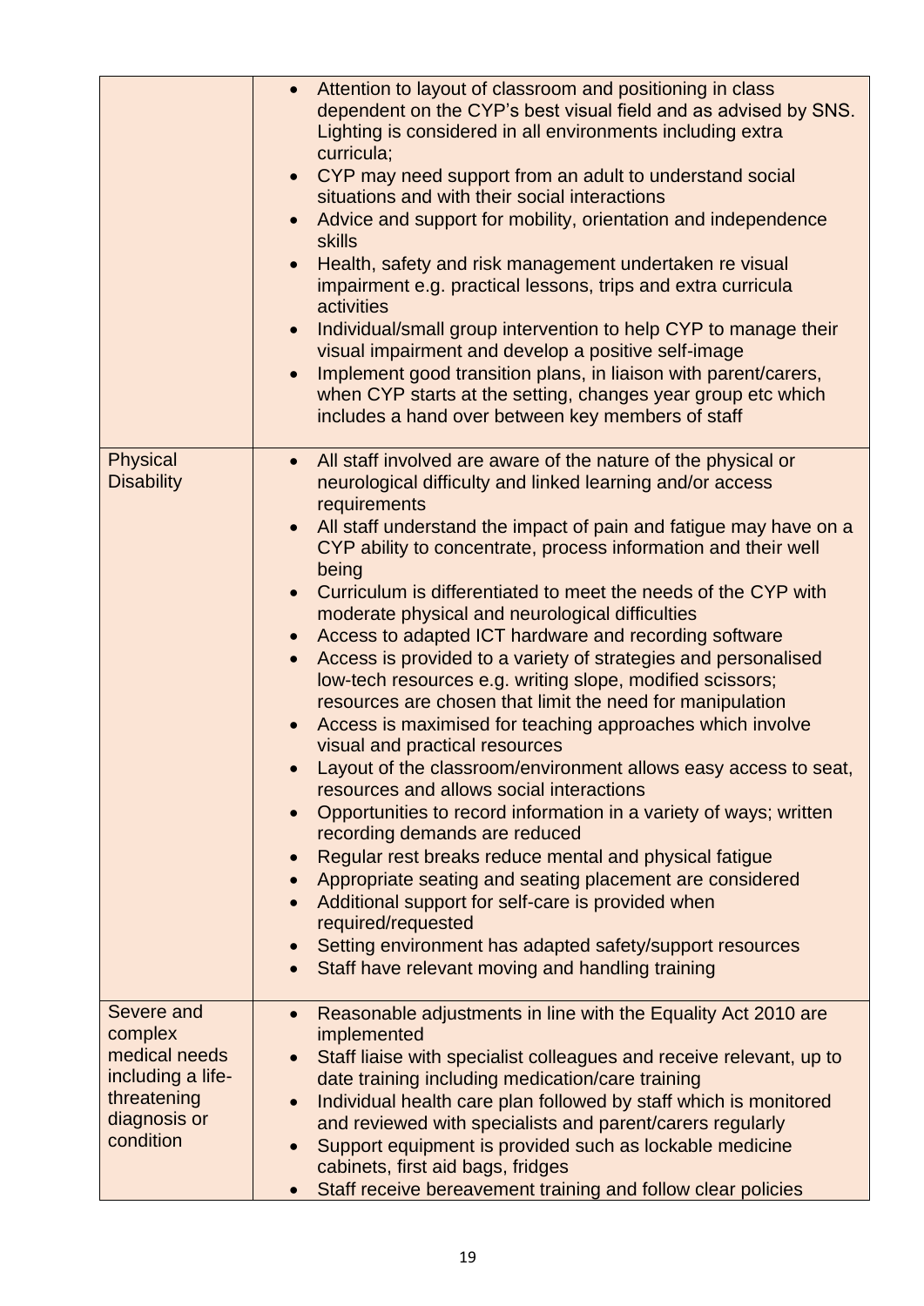| | |
|---|---|
| | • Attention to layout of classroom and positioning in class dependent on the CYP's best visual field and as advised by SNS. Lighting is considered in all environments including extra curricula;<br>• CYP may need support from an adult to understand social situations and with their social interactions<br>• Advice and support for mobility, orientation and independence skills<br>• Health, safety and risk management undertaken re visual impairment e.g. practical lessons, trips and extra curricula activities<br>• Individual/small group intervention to help CYP to manage their visual impairment and develop a positive self-image<br>• Implement good transition plans, in liaison with parent/carers, when CYP starts at the setting, changes year group etc which includes a hand over between key members of staff |
| Physical Disability | • All staff involved are aware of the nature of the physical or neurological difficulty and linked learning and/or access requirements<br>• All staff understand the impact of pain and fatigue may have on a CYP ability to concentrate, process information and their well being<br>• Curriculum is differentiated to meet the needs of the CYP with moderate physical and neurological difficulties<br>• Access to adapted ICT hardware and recording software<br>• Access is provided to a variety of strategies and personalised low-tech resources e.g. writing slope, modified scissors; resources are chosen that limit the need for manipulation<br>• Access is maximised for teaching approaches which involve visual and practical resources<br>• Layout of the classroom/environment allows easy access to seat, resources and allows social interactions<br>• Opportunities to record information in a variety of ways; written recording demands are reduced<br>• Regular rest breaks reduce mental and physical fatigue<br>• Appropriate seating and seating placement are considered<br>• Additional support for self-care is provided when required/requested<br>• Setting environment has adapted safety/support resources<br>• Staff have relevant moving and handling training |
| Severe and complex medical needs including a life-threatening diagnosis or condition | • Reasonable adjustments in line with the Equality Act 2010 are implemented<br>• Staff liaise with specialist colleagues and receive relevant, up to date training including medication/care training<br>• Individual health care plan followed by staff which is monitored and reviewed with specialists and parent/carers regularly<br>• Support equipment is provided such as lockable medicine cabinets, first aid bags, fridges<br>• Staff receive bereavement training and follow clear policies |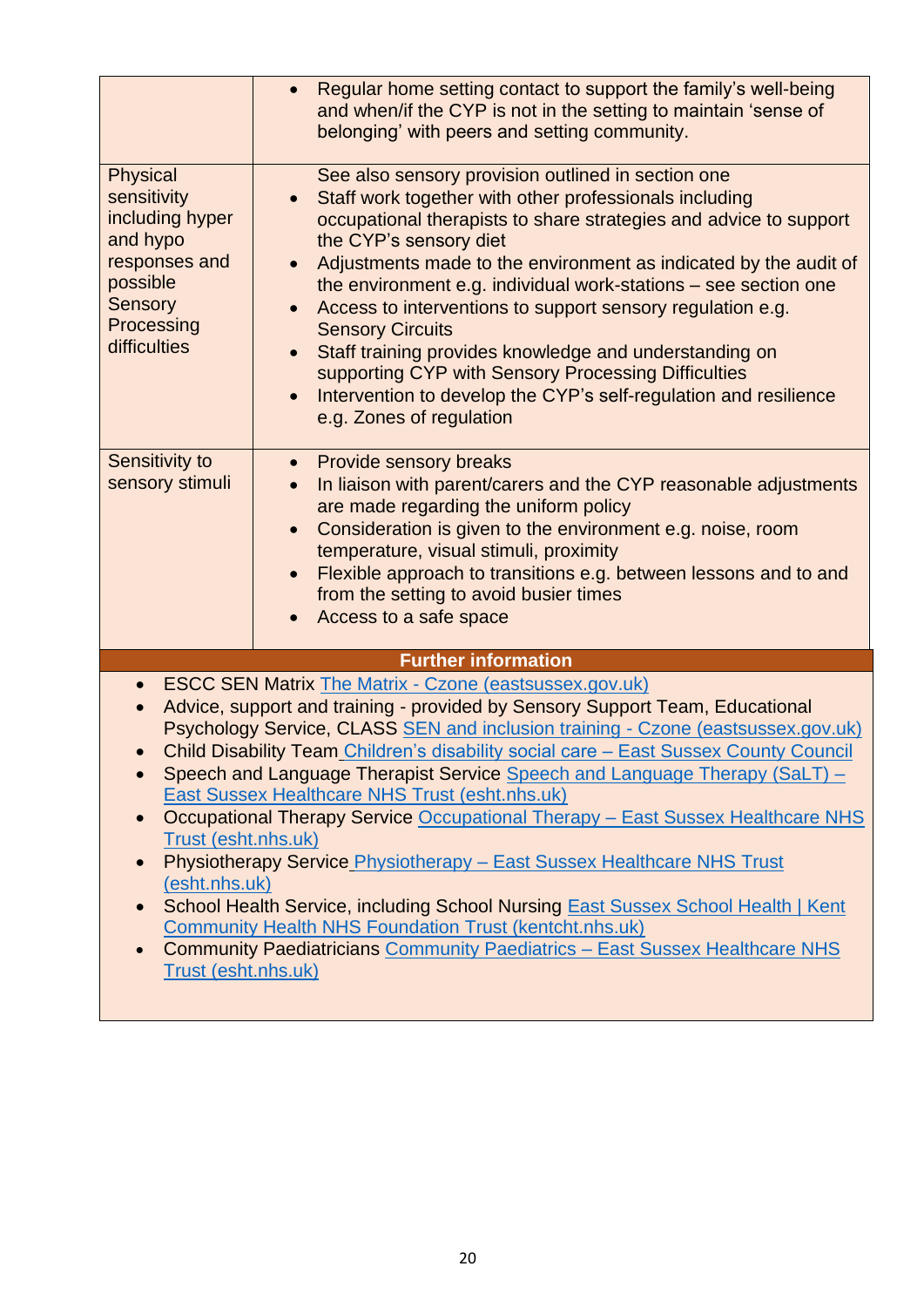| | |
|---|---|
| | • Regular home setting contact to support the family's well-being and when/if the CYP is not in the setting to maintain 'sense of belonging' with peers and setting community. |
| Physical sensitivity including hyper and hypo responses and possible Sensory Processing difficulties | See also sensory provision outlined in section one<br>• Staff work together with other professionals including occupational therapists to share strategies and advice to support the CYP's sensory diet<br>• Adjustments made to the environment as indicated by the audit of the environment e.g. individual work-stations – see section one<br>• Access to interventions to support sensory regulation e.g. Sensory Circuits<br>• Staff training provides knowledge and understanding on supporting CYP with Sensory Processing Difficulties<br>• Intervention to develop the CYP's self-regulation and resilience e.g. Zones of regulation |
| Sensitivity to sensory stimuli | • Provide sensory breaks<br>• In liaison with parent/carers and the CYP reasonable adjustments are made regarding the uniform policy<br>• Consideration is given to the environment e.g. noise, room temperature, visual stimuli, proximity<br>• Flexible approach to transitions e.g. between lessons and to and from the setting to avoid busier times<br>• Access to a safe space |

**Further information**

- ESCC SEN Matrix The Matrix - Czone (eastsussex.gov.uk)
- Advice, support and training - provided by Sensory Support Team, Educational Psychology Service, CLASS SEN and inclusion training - Czone (eastsussex.gov.uk)
- Child Disability Team Children's disability social care – East Sussex County Council
- Speech and Language Therapist Service Speech and Language Therapy (SaLT) – East Sussex Healthcare NHS Trust (esht.nhs.uk)
- Occupational Therapy Service Occupational Therapy – East Sussex Healthcare NHS Trust (esht.nhs.uk)
- Physiotherapy Service Physiotherapy – East Sussex Healthcare NHS Trust (esht.nhs.uk)
- School Health Service, including School Nursing East Sussex School Health | Kent Community Health NHS Foundation Trust (kentcht.nhs.uk)
- Community Paediatricians Community Paediatrics – East Sussex Healthcare NHS Trust (esht.nhs.uk)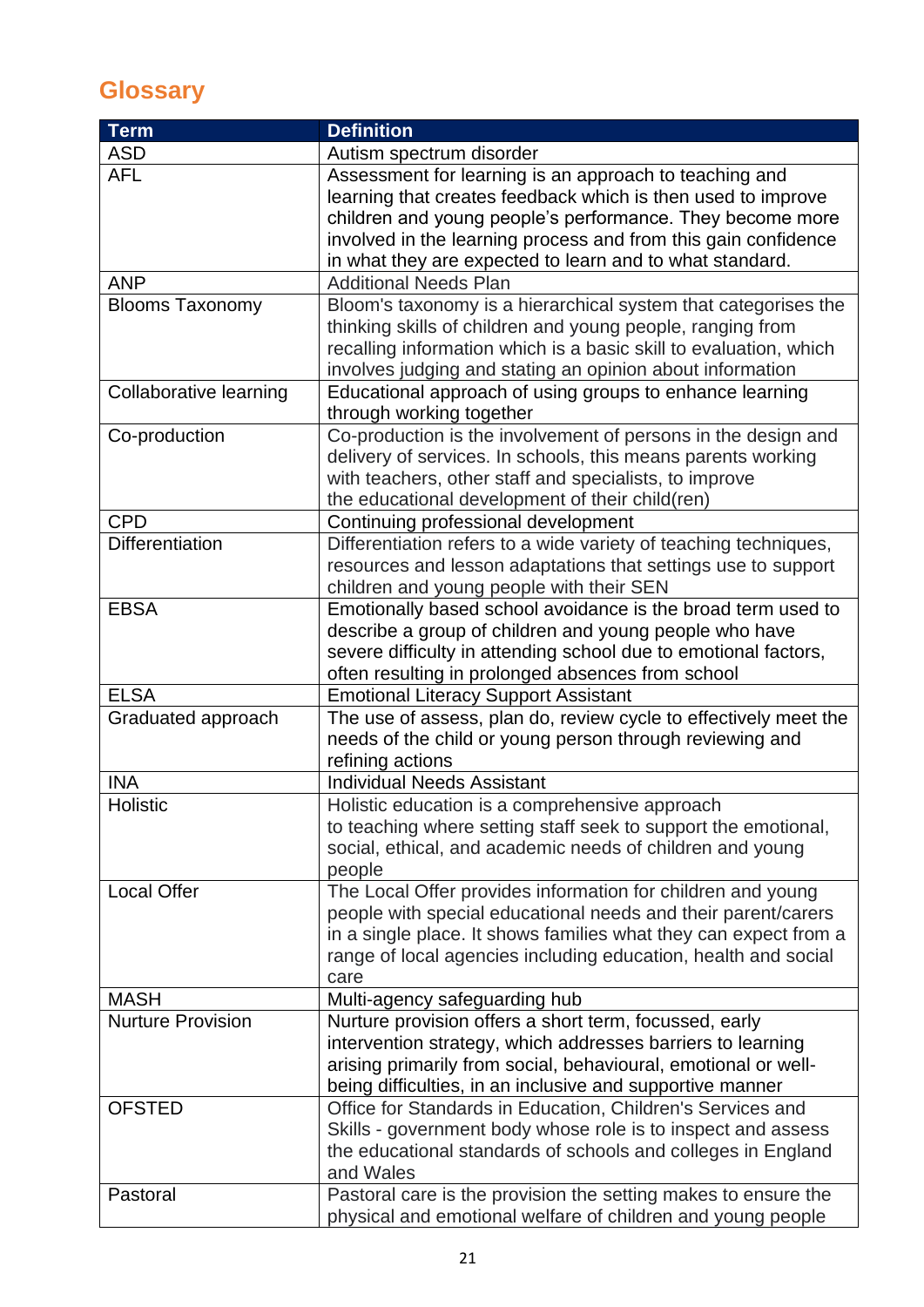## Glossary

| Term | Definition |
|---|---|
| ASD | Autism spectrum disorder |
| AFL | Assessment for learning is an approach to teaching and learning that creates feedback which is then used to improve children and young people's performance. They become more involved in the learning process and from this gain confidence in what they are expected to learn and to what standard. |
| ANP | Additional Needs Plan |
| Blooms Taxonomy | Bloom's taxonomy is a hierarchical system that categorises the thinking skills of children and young people, ranging from recalling information which is a basic skill to evaluation, which involves judging and stating an opinion about information |
| Collaborative learning | Educational approach of using groups to enhance learning through working together |
| Co-production | Co-production is the involvement of persons in the design and delivery of services. In schools, this means parents working with teachers, other staff and specialists, to improve the educational development of their child(ren) |
| CPD | Continuing professional development |
| Differentiation | Differentiation refers to a wide variety of teaching techniques, resources and lesson adaptations that settings use to support children and young people with their SEN |
| EBSA | Emotionally based school avoidance is the broad term used to describe a group of children and young people who have severe difficulty in attending school due to emotional factors, often resulting in prolonged absences from school |
| ELSA | Emotional Literacy Support Assistant |
| Graduated approach | The use of assess, plan do, review cycle to effectively meet the needs of the child or young person through reviewing and refining actions |
| INA | Individual Needs Assistant |
| Holistic | Holistic education is a comprehensive approach to teaching where setting staff seek to support the emotional, social, ethical, and academic needs of children and young people |
| Local Offer | The Local Offer provides information for children and young people with special educational needs and their parent/carers in a single place. It shows families what they can expect from a range of local agencies including education, health and social care |
| MASH | Multi-agency safeguarding hub |
| Nurture Provision | Nurture provision offers a short term, focussed, early intervention strategy, which addresses barriers to learning arising primarily from social, behavioural, emotional or well-being difficulties, in an inclusive and supportive manner |
| OFSTED | Office for Standards in Education, Children's Services and Skills - government body whose role is to inspect and assess the educational standards of schools and colleges in England and Wales |
| Pastoral | Pastoral care is the provision the setting makes to ensure the physical and emotional welfare of children and young people |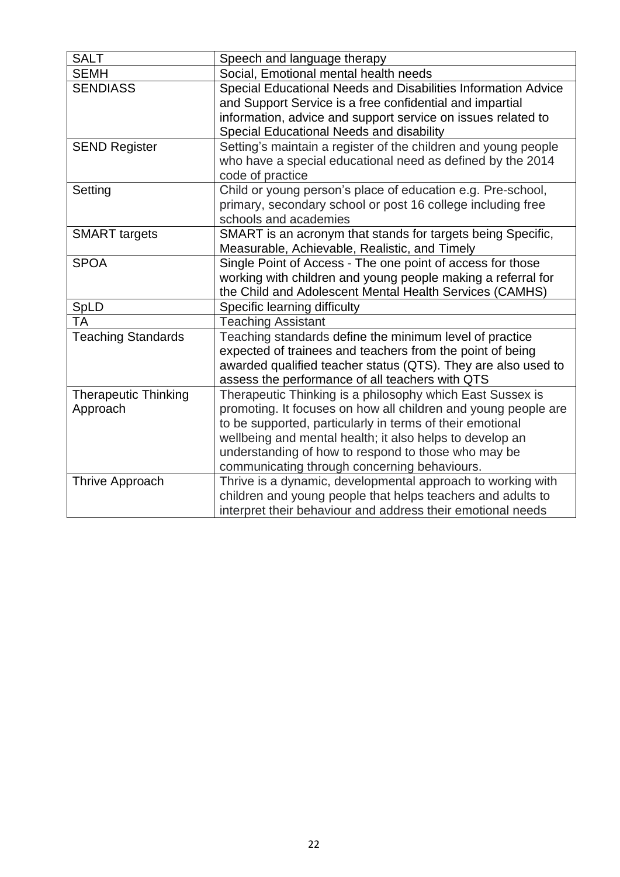| | |
|---|---|
| SALT | Speech and language therapy |
| SEMH | Social, Emotional mental health needs |
| SENDIASS | Special Educational Needs and Disabilities Information Advice and Support Service is a free confidential and impartial information, advice and support service on issues related to Special Educational Needs and disability |
| SEND Register | Setting's maintain a register of the children and young people who have a special educational need as defined by the 2014 code of practice |
| Setting | Child or young person's place of education e.g. Pre-school, primary, secondary school or post 16 college including free schools and academies |
| SMART targets | SMART is an acronym that stands for targets being Specific, Measurable, Achievable, Realistic, and Timely |
| SPOA | Single Point of Access - The one point of access for those working with children and young people making a referral for the Child and Adolescent Mental Health Services (CAMHS) |
| SpLD | Specific learning difficulty |
| TA | Teaching Assistant |
| Teaching Standards | Teaching standards define the minimum level of practice expected of trainees and teachers from the point of being awarded qualified teacher status (QTS). They are also used to assess the performance of all teachers with QTS |
| Therapeutic Thinking Approach | Therapeutic Thinking is a philosophy which East Sussex is promoting. It focuses on how all children and young people are to be supported, particularly in terms of their emotional wellbeing and mental health; it also helps to develop an understanding of how to respond to those who may be communicating through concerning behaviours. |
| Thrive Approach | Thrive is a dynamic, developmental approach to working with children and young people that helps teachers and adults to interpret their behaviour and address their emotional needs |